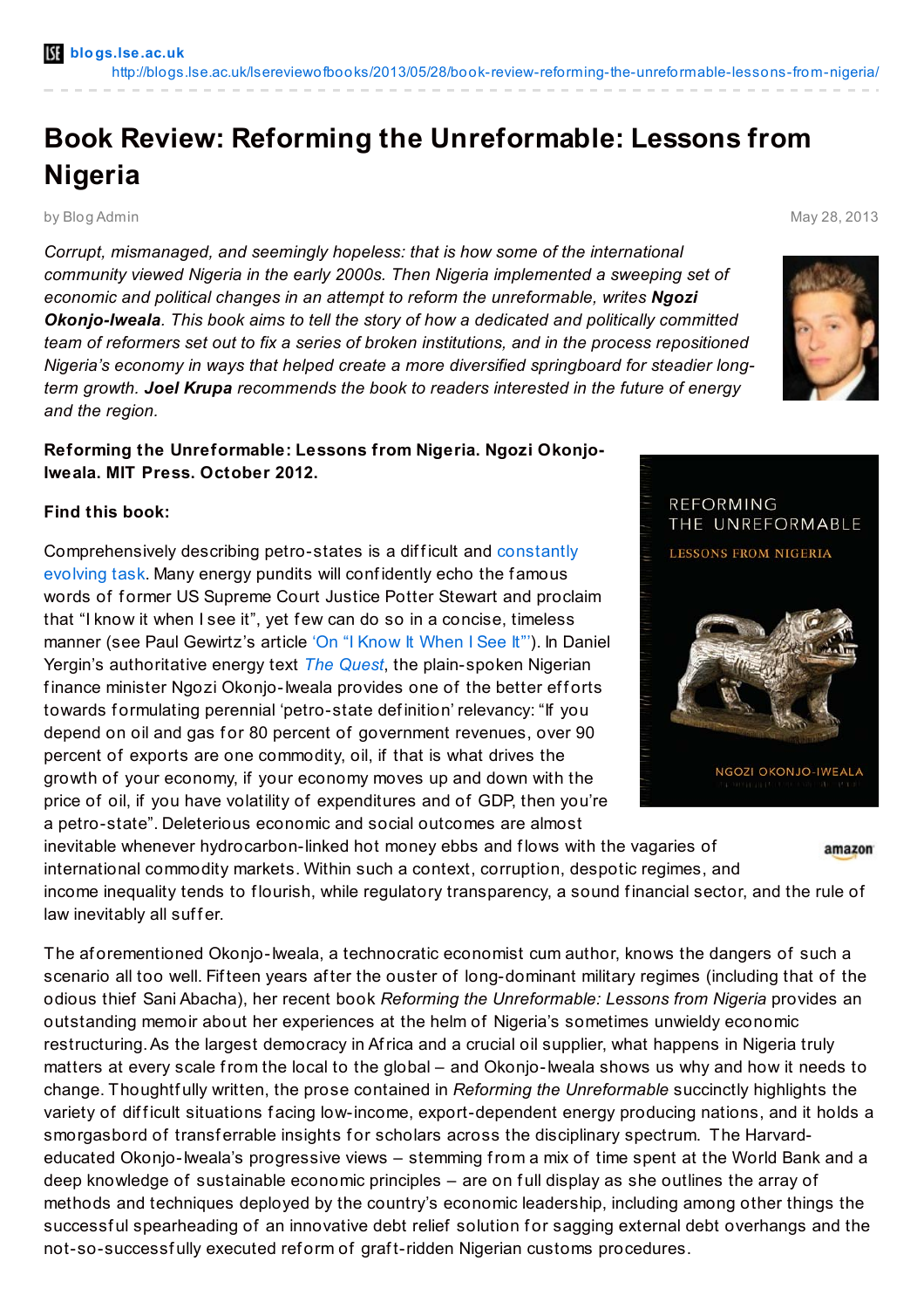# Book Review: Reforming the Unreformable: Lessons from Nigeria

by Blog Admin

May 28, 2013

*Corrupt, mismanaged, and seemingly hopeless: that is how some of the international community viewed Nigeria in the early 2000s. Then Nigeria implemented a sweeping set of economic and political changes in an attempt to reform the unreformable, writes **Ngozi Okonjo-Iweala**. This book aims to tell the story of how a dedicated and politically committed team of reformers set out to fix a series of broken institutions, and in the process repositioned Nigeria's economy in ways that helped create a more diversified springboard for steadier long-term growth. **Joel Krupa** recommends the book to readers interested in the future of energy and the region.*

**Reforming the Unreformable: Lessons from Nigeria. Ngozi Okonjo-Iweala. MIT Press. October 2012.**

**Find this book:**

Comprehensively describing petro-states is a difficult and constantly evolving task. Many energy pundits will confidently echo the famous words of former US Supreme Court Justice Potter Stewart and proclaim that "I know it when I see it", yet few can do so in a concise, timeless manner (see Paul Gewirtz's article 'On "I Know It When I See It"'). In Daniel Yergin's authoritative energy text *The Quest*, the plain-spoken Nigerian finance minister Ngozi Okonjo-Iweala provides one of the better efforts towards formulating perennial 'petro-state definition' relevancy: "If you depend on oil and gas for 80 percent of government revenues, over 90 percent of exports are one commodity, oil, if that is what drives the growth of your economy, if your economy moves up and down with the price of oil, if you have volatility of expenditures and of GDP, then you're a petro-state". Deleterious economic and social outcomes are almost inevitable whenever hydrocarbon-linked hot money ebbs and flows with the vagaries of international commodity markets. Within such a context, corruption, despotic regimes, and income inequality tends to flourish, while regulatory transparency, a sound financial sector, and the rule of law inevitably all suffer.

The aforementioned Okonjo-Iweala, a technocratic economist cum author, knows the dangers of such a scenario all too well. Fifteen years after the ouster of long-dominant military regimes (including that of the odious thief Sani Abacha), her recent book *Reforming the Unreformable: Lessons from Nigeria* provides an outstanding memoir about her experiences at the helm of Nigeria's sometimes unwieldy economic restructuring. As the largest democracy in Africa and a crucial oil supplier, what happens in Nigeria truly matters at every scale from the local to the global – and Okonjo-Iweala shows us why and how it needs to change. Thoughtfully written, the prose contained in *Reforming the Unreformable* succinctly highlights the variety of difficult situations facing low-income, export-dependent energy producing nations, and it holds a smorgasbord of transferrable insights for scholars across the disciplinary spectrum. The Harvard-educated Okonjo-Iweala's progressive views – stemming from a mix of time spent at the World Bank and a deep knowledge of sustainable economic principles – are on full display as she outlines the array of methods and techniques deployed by the country's economic leadership, including among other things the successful spearheading of an innovative debt relief solution for sagging external debt overhangs and the not-so-successfully executed reform of graft-ridden Nigerian customs procedures.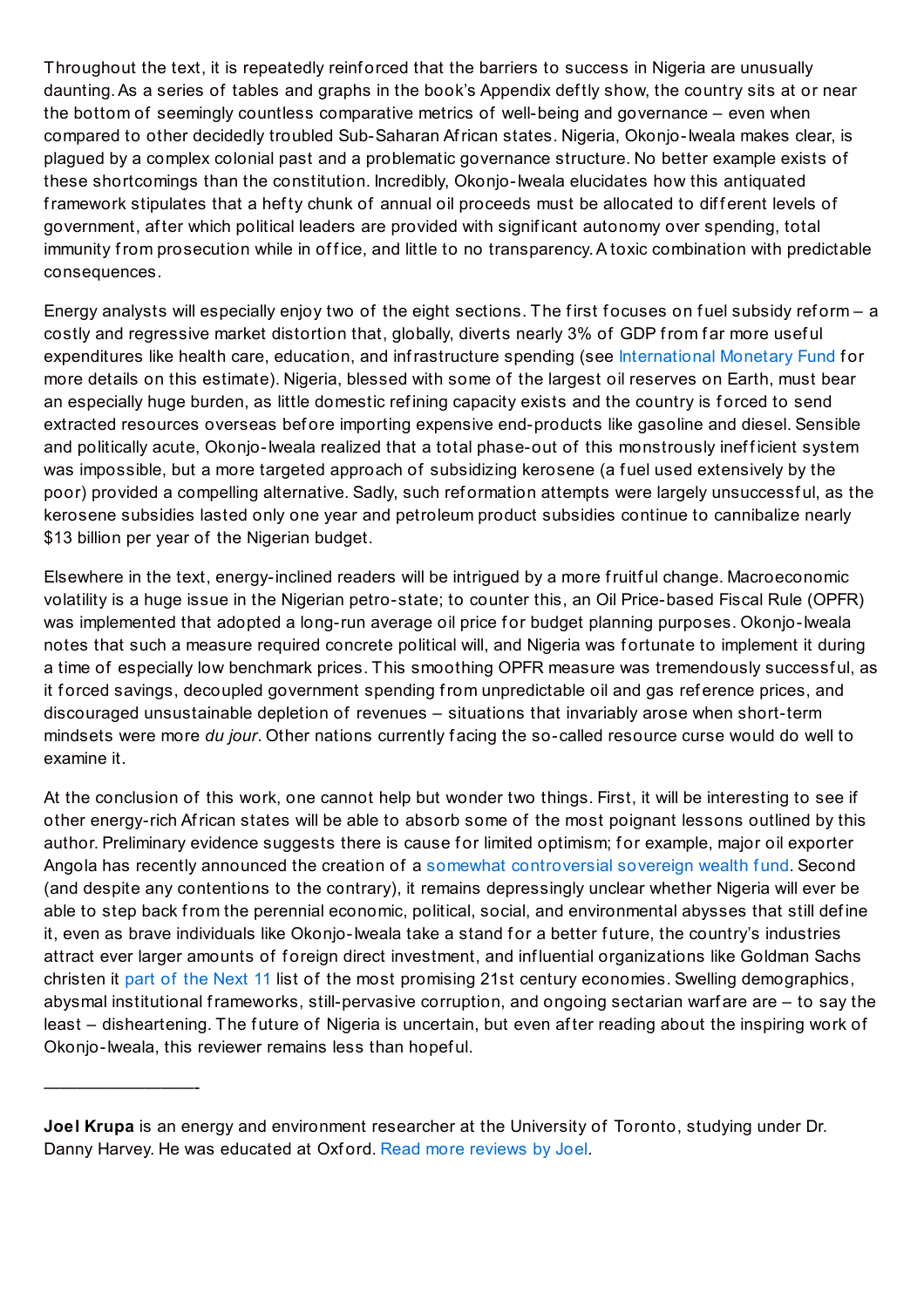Throughout the text, it is repeatedly reinforced that the barriers to success in Nigeria are unusually daunting. As a series of tables and graphs in the book's Appendix deftly show, the country sits at or near the bottom of seemingly countless comparative metrics of well-being and governance – even when compared to other decidedly troubled Sub-Saharan African states. Nigeria, Okonjo-Iweala makes clear, is plagued by a complex colonial past and a problematic governance structure. No better example exists of these shortcomings than the constitution. Incredibly, Okonjo-Iweala elucidates how this antiquated framework stipulates that a hefty chunk of annual oil proceeds must be allocated to different levels of government, after which political leaders are provided with significant autonomy over spending, total immunity from prosecution while in office, and little to no transparency. A toxic combination with predictable consequences.

Energy analysts will especially enjoy two of the eight sections. The first focuses on fuel subsidy reform – a costly and regressive market distortion that, globally, diverts nearly 3% of GDP from far more useful expenditures like health care, education, and infrastructure spending (see International Monetary Fund for more details on this estimate). Nigeria, blessed with some of the largest oil reserves on Earth, must bear an especially huge burden, as little domestic refining capacity exists and the country is forced to send extracted resources overseas before importing expensive end-products like gasoline and diesel. Sensible and politically acute, Okonjo-Iweala realized that a total phase-out of this monstrously inefficient system was impossible, but a more targeted approach of subsidizing kerosene (a fuel used extensively by the poor) provided a compelling alternative. Sadly, such reformation attempts were largely unsuccessful, as the kerosene subsidies lasted only one year and petroleum product subsidies continue to cannibalize nearly $13 billion per year of the Nigerian budget.

Elsewhere in the text, energy-inclined readers will be intrigued by a more fruitful change. Macroeconomic volatility is a huge issue in the Nigerian petro-state; to counter this, an Oil Price-based Fiscal Rule (OPFR) was implemented that adopted a long-run average oil price for budget planning purposes. Okonjo-Iweala notes that such a measure required concrete political will, and Nigeria was fortunate to implement it during a time of especially low benchmark prices. This smoothing OPFR measure was tremendously successful, as it forced savings, decoupled government spending from unpredictable oil and gas reference prices, and discouraged unsustainable depletion of revenues – situations that invariably arose when short-term mindsets were more *du jour*. Other nations currently facing the so-called resource curse would do well to examine it.

At the conclusion of this work, one cannot help but wonder two things. First, it will be interesting to see if other energy-rich African states will be able to absorb some of the most poignant lessons outlined by this author. Preliminary evidence suggests there is cause for limited optimism; for example, major oil exporter Angola has recently announced the creation of a somewhat controversial sovereign wealth fund. Second (and despite any contentions to the contrary), it remains depressingly unclear whether Nigeria will ever be able to step back from the perennial economic, political, social, and environmental abysses that still define it, even as brave individuals like Okonjo-Iweala take a stand for a better future, the country's industries attract ever larger amounts of foreign direct investment, and influential organizations like Goldman Sachs christen it part of the Next 11 list of the most promising 21st century economies. Swelling demographics, abysmal institutional frameworks, still-pervasive corruption, and ongoing sectarian warfare are – to say the least – disheartening. The future of Nigeria is uncertain, but even after reading about the inspiring work of Okonjo-Iweala, this reviewer remains less than hopeful.

—————————

**Joel Krupa** is an energy and environment researcher at the University of Toronto, studying under Dr. Danny Harvey. He was educated at Oxford. Read more reviews by Joel.